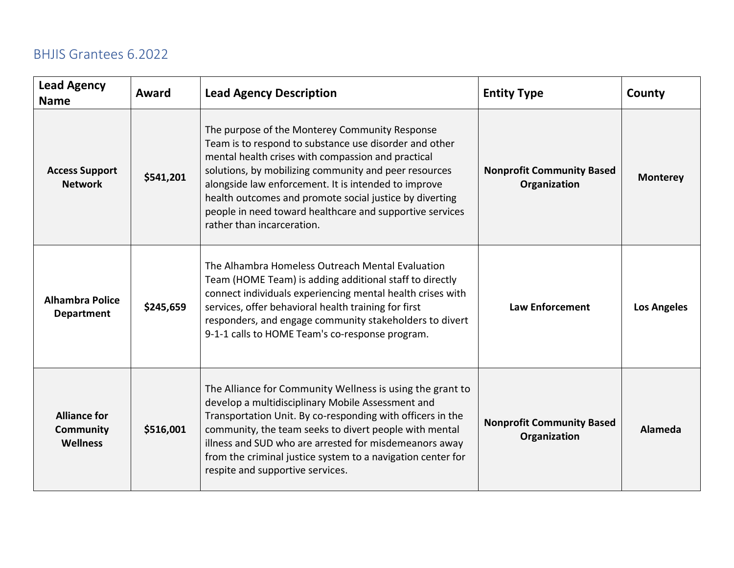## BHJIS Grantees 6.2022

| Lead Agency Name | Award | Lead Agency Description | Entity Type | County |
|---|---|---|---|---|
| **Access Support Network** | **$541,201** | The purpose of the Monterey Community Response Team is to respond to substance use disorder and other mental health crises with compassion and practical solutions, by mobilizing community and peer resources alongside law enforcement. It is intended to improve health outcomes and promote social justice by diverting people in need toward healthcare and supportive services rather than incarceration. | **Nonprofit Community Based Organization** | **Monterey** |
| **Alhambra Police Department** | **$245,659** | The Alhambra Homeless Outreach Mental Evaluation Team (HOME Team) is adding additional staff to directly connect individuals experiencing mental health crises with services, offer behavioral health training for first responders, and engage community stakeholders to divert 9-1-1 calls to HOME Team's co-response program. | **Law Enforcement** | **Los Angeles** |
| **Alliance for Community Wellness** | **$516,001** | The Alliance for Community Wellness is using the grant to develop a multidisciplinary Mobile Assessment and Transportation Unit. By co-responding with officers in the community, the team seeks to divert people with mental illness and SUD who are arrested for misdemeanors away from the criminal justice system to a navigation center for respite and supportive services. | **Nonprofit Community Based Organization** | **Alameda** |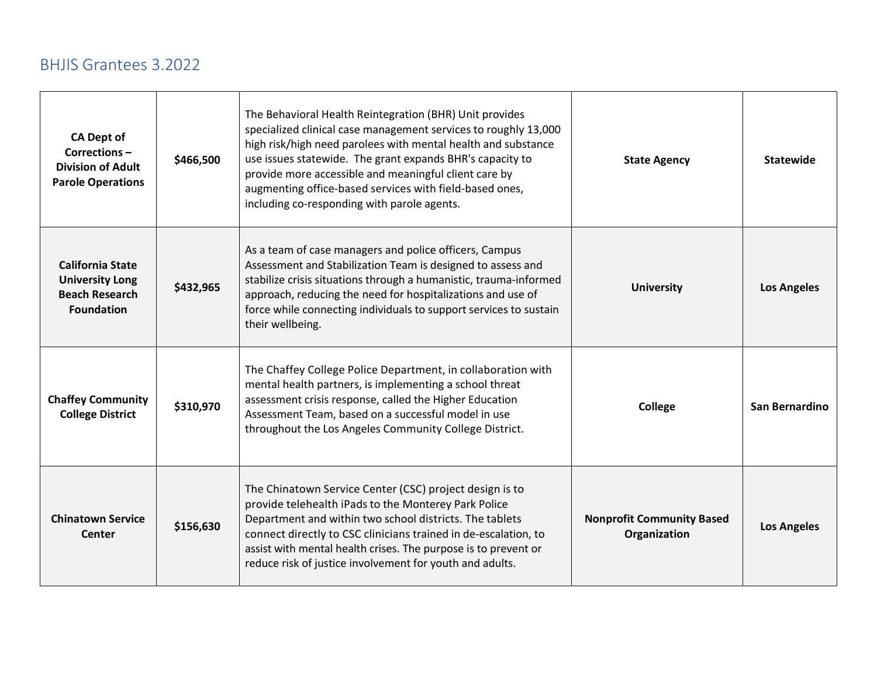## BHJIS Grantees 3.2022

| | | | | |
|---|---|---|---|---|
| **CA Dept of Corrections – Division of Adult Parole Operations** | **$466,500** | The Behavioral Health Reintegration (BHR) Unit provides specialized clinical case management services to roughly 13,000 high risk/high need parolees with mental health and substance use issues statewide. The grant expands BHR's capacity to provide more accessible and meaningful client care by augmenting office-based services with field-based ones, including co-responding with parole agents. | **State Agency** | **Statewide** |
| **California State University Long Beach Research Foundation** | **$432,965** | As a team of case managers and police officers, Campus Assessment and Stabilization Team is designed to assess and stabilize crisis situations through a humanistic, trauma-informed approach, reducing the need for hospitalizations and use of force while connecting individuals to support services to sustain their wellbeing. | **University** | **Los Angeles** |
| **Chaffey Community College District** | **$310,970** | The Chaffey College Police Department, in collaboration with mental health partners, is implementing a school threat assessment crisis response, called the Higher Education Assessment Team, based on a successful model in use throughout the Los Angeles Community College District. | **College** | **San Bernardino** |
| **Chinatown Service Center** | **$156,630** | The Chinatown Service Center (CSC) project design is to provide telehealth iPads to the Monterey Park Police Department and within two school districts. The tablets connect directly to CSC clinicians trained in de-escalation, to assist with mental health crises. The purpose is to prevent or reduce risk of justice involvement for youth and adults. | **Nonprofit Community Based Organization** | **Los Angeles** |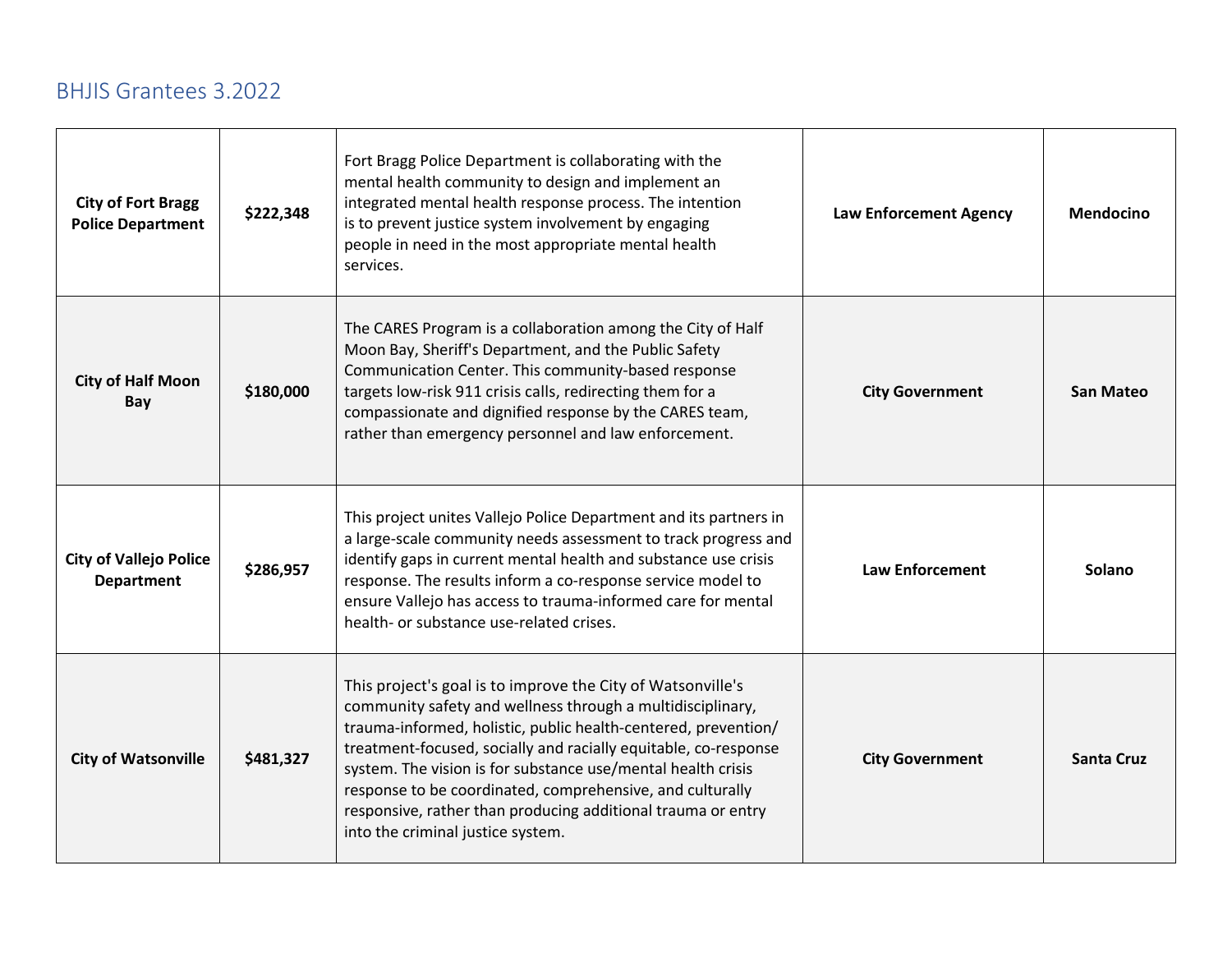## BHJIS Grantees 3.2022

| | | | | |
|---|---|---|---|---|
| **City of Fort Bragg Police Department** | **$222,348** | Fort Bragg Police Department is collaborating with the mental health community to design and implement an integrated mental health response process. The intention is to prevent justice system involvement by engaging people in need in the most appropriate mental health services. | **Law Enforcement Agency** | **Mendocino** |
| **City of Half Moon Bay** | **$180,000** | The CARES Program is a collaboration among the City of Half Moon Bay, Sheriff's Department, and the Public Safety Communication Center. This community-based response targets low-risk 911 crisis calls, redirecting them for a compassionate and dignified response by the CARES team, rather than emergency personnel and law enforcement. | **City Government** | **San Mateo** |
| **City of Vallejo Police Department** | **$286,957** | This project unites Vallejo Police Department and its partners in a large-scale community needs assessment to track progress and identify gaps in current mental health and substance use crisis response. The results inform a co-response service model to ensure Vallejo has access to trauma-informed care for mental health- or substance use-related crises. | **Law Enforcement** | **Solano** |
| **City of Watsonville** | **$481,327** | This project's goal is to improve the City of Watsonville's community safety and wellness through a multidisciplinary, trauma-informed, holistic, public health-centered, prevention/ treatment-focused, socially and racially equitable, co-response system. The vision is for substance use/mental health crisis response to be coordinated, comprehensive, and culturally responsive, rather than producing additional trauma or entry into the criminal justice system. | **City Government** | **Santa Cruz** |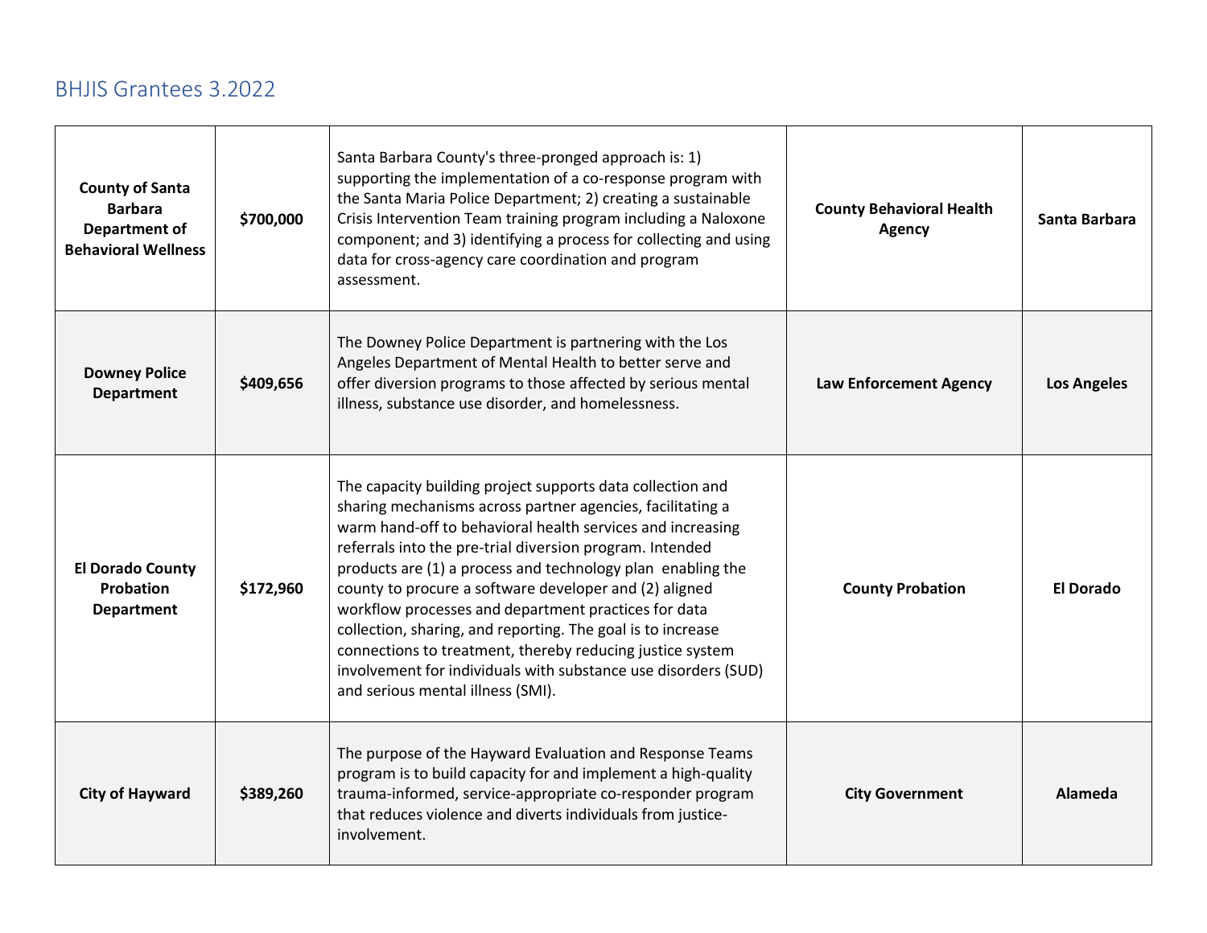# BHJIS Grantees 3.2022

| **County of Santa Barbara Department of Behavioral Wellness** | **$700,000** | Santa Barbara County's three-pronged approach is: 1) supporting the implementation of a co-response program with the Santa Maria Police Department; 2) creating a sustainable Crisis Intervention Team training program including a Naloxone component; and 3) identifying a process for collecting and using data for cross-agency care coordination and program assessment. | **County Behavioral Health Agency** | **Santa Barbara** |
|---|---|---|---|---|
| **Downey Police Department** | **$409,656** | The Downey Police Department is partnering with the Los Angeles Department of Mental Health to better serve and offer diversion programs to those affected by serious mental illness, substance use disorder, and homelessness. | **Law Enforcement Agency** | **Los Angeles** |
| **El Dorado County Probation Department** | **$172,960** | The capacity building project supports data collection and sharing mechanisms across partner agencies, facilitating a warm hand-off to behavioral health services and increasing referrals into the pre-trial diversion program. Intended products are (1) a process and technology plan enabling the county to procure a software developer and (2) aligned workflow processes and department practices for data collection, sharing, and reporting. The goal is to increase connections to treatment, thereby reducing justice system involvement for individuals with substance use disorders (SUD) and serious mental illness (SMI). | **County Probation** | **El Dorado** |
| **City of Hayward** | **$389,260** | The purpose of the Hayward Evaluation and Response Teams program is to build capacity for and implement a high-quality trauma-informed, service-appropriate co-responder program that reduces violence and diverts individuals from justice-involvement. | **City Government** | **Alameda** |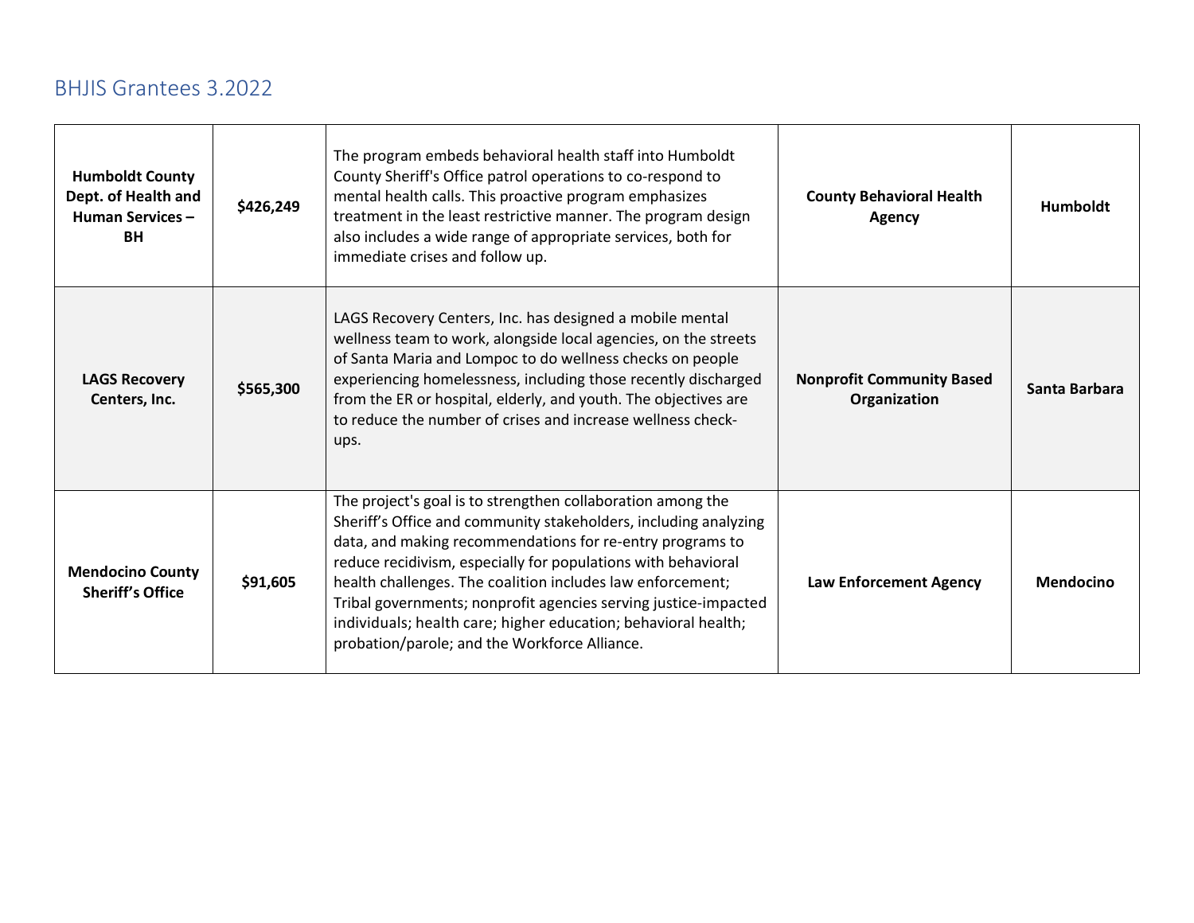## BHJIS Grantees 3.2022

| | | | | |
|---|---|---|---|---|
| **Humboldt County Dept. of Health and Human Services – BH** | **$426,249** | The program embeds behavioral health staff into Humboldt County Sheriff's Office patrol operations to co-respond to mental health calls. This proactive program emphasizes treatment in the least restrictive manner. The program design also includes a wide range of appropriate services, both for immediate crises and follow up. | **County Behavioral Health Agency** | **Humboldt** |
| **LAGS Recovery Centers, Inc.** | **$565,300** | LAGS Recovery Centers, Inc. has designed a mobile mental wellness team to work, alongside local agencies, on the streets of Santa Maria and Lompoc to do wellness checks on people experiencing homelessness, including those recently discharged from the ER or hospital, elderly, and youth. The objectives are to reduce the number of crises and increase wellness check-ups. | **Nonprofit Community Based Organization** | **Santa Barbara** |
| **Mendocino County Sheriff's Office** | **$91,605** | The project's goal is to strengthen collaboration among the Sheriff's Office and community stakeholders, including analyzing data, and making recommendations for re-entry programs to reduce recidivism, especially for populations with behavioral health challenges. The coalition includes law enforcement; Tribal governments; nonprofit agencies serving justice-impacted individuals; health care; higher education; behavioral health; probation/parole; and the Workforce Alliance. | **Law Enforcement Agency** | **Mendocino** |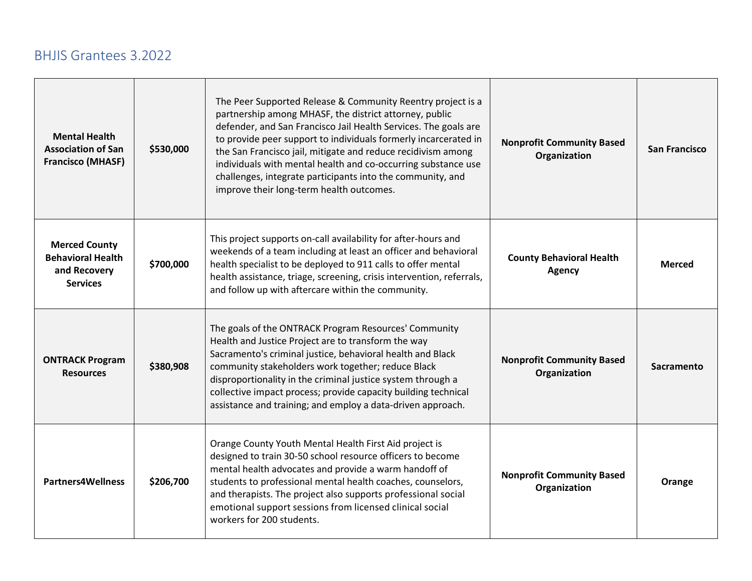## BHJIS Grantees 3.2022

| | | | | |
|---|---|---|---|---|
| **Mental Health Association of San Francisco (MHASF)** | **$530,000** | The Peer Supported Release & Community Reentry project is a partnership among MHASF, the district attorney, public defender, and San Francisco Jail Health Services. The goals are to provide peer support to individuals formerly incarcerated in the San Francisco jail, mitigate and reduce recidivism among individuals with mental health and co-occurring substance use challenges, integrate participants into the community, and improve their long-term health outcomes. | **Nonprofit Community Based Organization** | **San Francisco** |
| **Merced County Behavioral Health and Recovery Services** | **$700,000** | This project supports on-call availability for after-hours and weekends of a team including at least an officer and behavioral health specialist to be deployed to 911 calls to offer mental health assistance, triage, screening, crisis intervention, referrals, and follow up with aftercare within the community. | **County Behavioral Health Agency** | **Merced** |
| **ONTRACK Program Resources** | **$380,908** | The goals of the ONTRACK Program Resources' Community Health and Justice Project are to transform the way Sacramento's criminal justice, behavioral health and Black community stakeholders work together; reduce Black disproportionality in the criminal justice system through a collective impact process; provide capacity building technical assistance and training; and employ a data-driven approach. | **Nonprofit Community Based Organization** | **Sacramento** |
| **Partners4Wellness** | **$206,700** | Orange County Youth Mental Health First Aid project is designed to train 30-50 school resource officers to become mental health advocates and provide a warm handoff of students to professional mental health coaches, counselors, and therapists. The project also supports professional social emotional support sessions from licensed clinical social workers for 200 students. | **Nonprofit Community Based Organization** | **Orange** |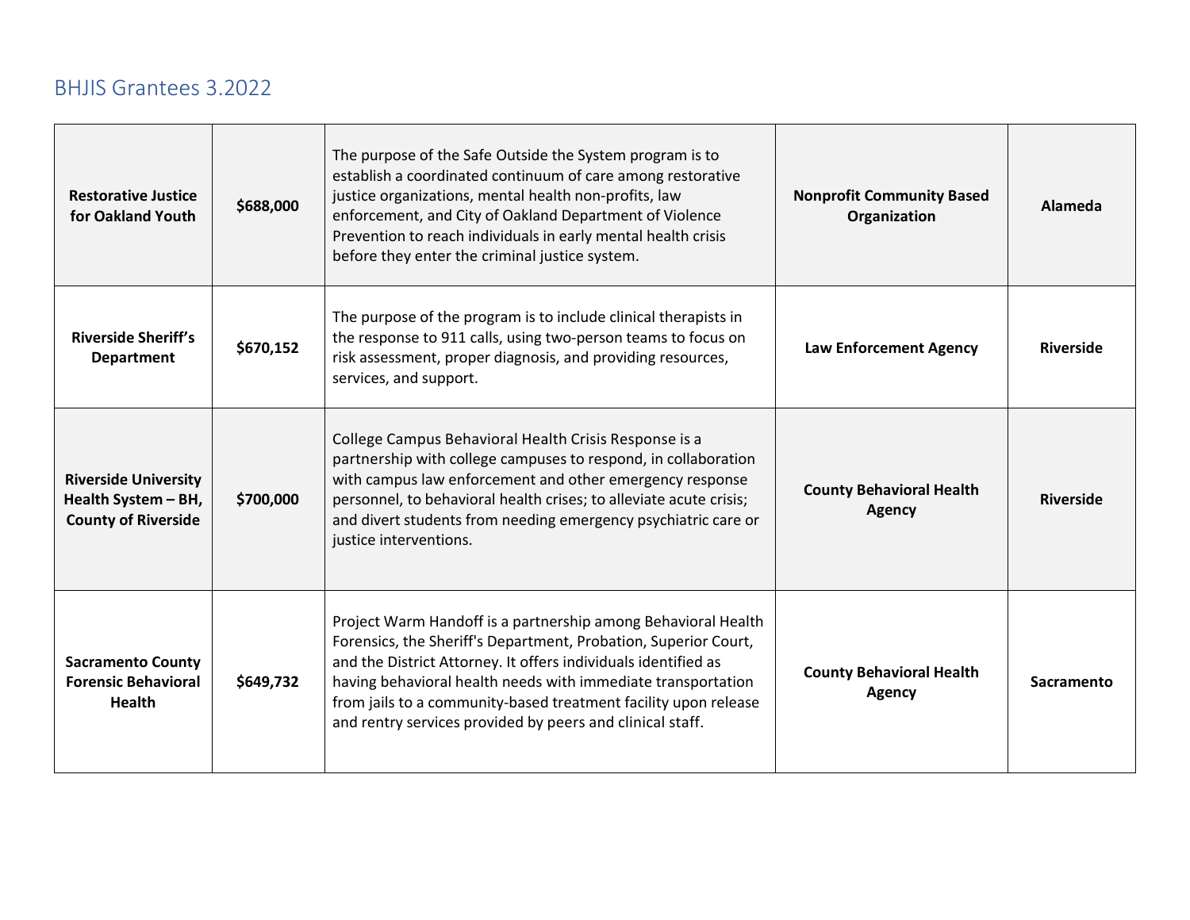## BHJIS Grantees 3.2022

| | | | | |
|---|---|---|---|---|
| **Restorative Justice for Oakland Youth** | **$688,000** | The purpose of the Safe Outside the System program is to establish a coordinated continuum of care among restorative justice organizations, mental health non-profits, law enforcement, and City of Oakland Department of Violence Prevention to reach individuals in early mental health crisis before they enter the criminal justice system. | **Nonprofit Community Based Organization** | **Alameda** |
| **Riverside Sheriff's Department** | **$670,152** | The purpose of the program is to include clinical therapists in the response to 911 calls, using two-person teams to focus on risk assessment, proper diagnosis, and providing resources, services, and support. | **Law Enforcement Agency** | **Riverside** |
| **Riverside University Health System – BH, County of Riverside** | **$700,000** | College Campus Behavioral Health Crisis Response is a partnership with college campuses to respond, in collaboration with campus law enforcement and other emergency response personnel, to behavioral health crises; to alleviate acute crisis; and divert students from needing emergency psychiatric care or justice interventions. | **County Behavioral Health Agency** | **Riverside** |
| **Sacramento County Forensic Behavioral Health** | **$649,732** | Project Warm Handoff is a partnership among Behavioral Health Forensics, the Sheriff's Department, Probation, Superior Court, and the District Attorney. It offers individuals identified as having behavioral health needs with immediate transportation from jails to a community-based treatment facility upon release and reentry services provided by peers and clinical staff. | **County Behavioral Health Agency** | **Sacramento** |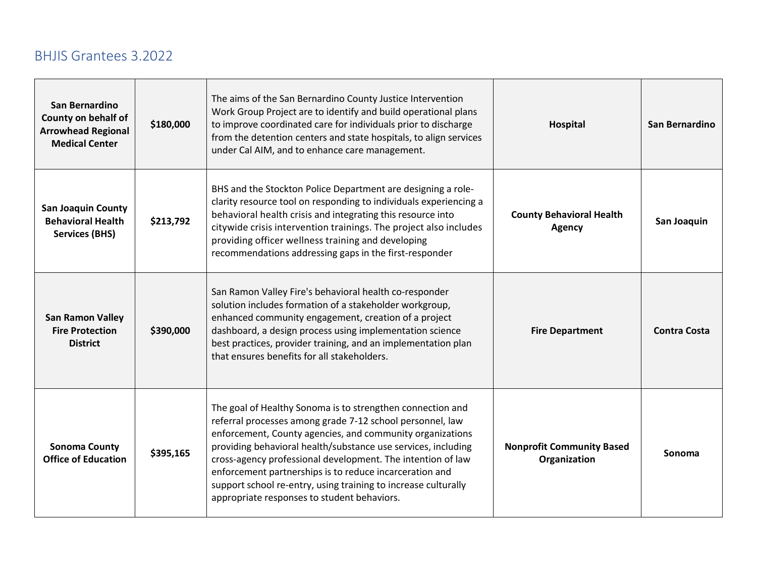## BHJIS Grantees 3.2022

| | | | | |
|---|---|---|---|---|
| **San Bernardino County on behalf of Arrowhead Regional Medical Center** | **$180,000** | The aims of the San Bernardino County Justice Intervention Work Group Project are to identify and build operational plans to improve coordinated care for individuals prior to discharge from the detention centers and state hospitals, to align services under Cal AIM, and to enhance care management. | **Hospital** | **San Bernardino** |
| **San Joaquin County Behavioral Health Services (BHS)** | **$213,792** | BHS and the Stockton Police Department are designing a role-clarity resource tool on responding to individuals experiencing a behavioral health crisis and integrating this resource into citywide crisis intervention trainings. The project also includes providing officer wellness training and developing recommendations addressing gaps in the first-responder | **County Behavioral Health Agency** | **San Joaquin** |
| **San Ramon Valley Fire Protection District** | **$390,000** | San Ramon Valley Fire's behavioral health co-responder solution includes formation of a stakeholder workgroup, enhanced community engagement, creation of a project dashboard, a design process using implementation science best practices, provider training, and an implementation plan that ensures benefits for all stakeholders. | **Fire Department** | **Contra Costa** |
| **Sonoma County Office of Education** | **$395,165** | The goal of Healthy Sonoma is to strengthen connection and referral processes among grade 7-12 school personnel, law enforcement, County agencies, and community organizations providing behavioral health/substance use services, including cross-agency professional development. The intention of law enforcement partnerships is to reduce incarceration and support school re-entry, using training to increase culturally appropriate responses to student behaviors. | **Nonprofit Community Based Organization** | **Sonoma** |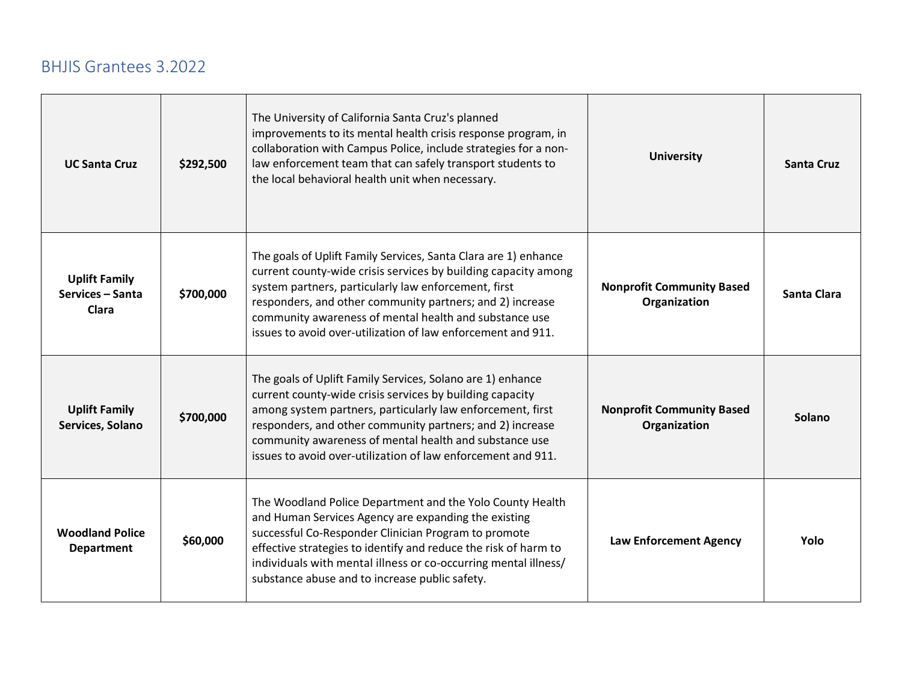BHJIS Grantees 3.2022

| | | | | |
|---|---|---|---|---|
| **UC Santa Cruz** | **$292,500** | The University of California Santa Cruz's planned improvements to its mental health crisis response program, in collaboration with Campus Police, include strategies for a non-law enforcement team that can safely transport students to the local behavioral health unit when necessary. | **University** | **Santa Cruz** |
| **Uplift Family Services – Santa Clara** | **$700,000** | The goals of Uplift Family Services, Santa Clara are 1) enhance current county-wide crisis services by building capacity among system partners, particularly law enforcement, first responders, and other community partners; and 2) increase community awareness of mental health and substance use issues to avoid over-utilization of law enforcement and 911. | **Nonprofit Community Based Organization** | **Santa Clara** |
| **Uplift Family Services, Solano** | **$700,000** | The goals of Uplift Family Services, Solano are 1) enhance current county-wide crisis services by building capacity among system partners, particularly law enforcement, first responders, and other community partners; and 2) increase community awareness of mental health and substance use issues to avoid over-utilization of law enforcement and 911. | **Nonprofit Community Based Organization** | **Solano** |
| **Woodland Police Department** | **$60,000** | The Woodland Police Department and the Yolo County Health and Human Services Agency are expanding the existing successful Co-Responder Clinician Program to promote effective strategies to identify and reduce the risk of harm to individuals with mental illness or co-occurring mental illness/ substance abuse and to increase public safety. | **Law Enforcement Agency** | **Yolo** |